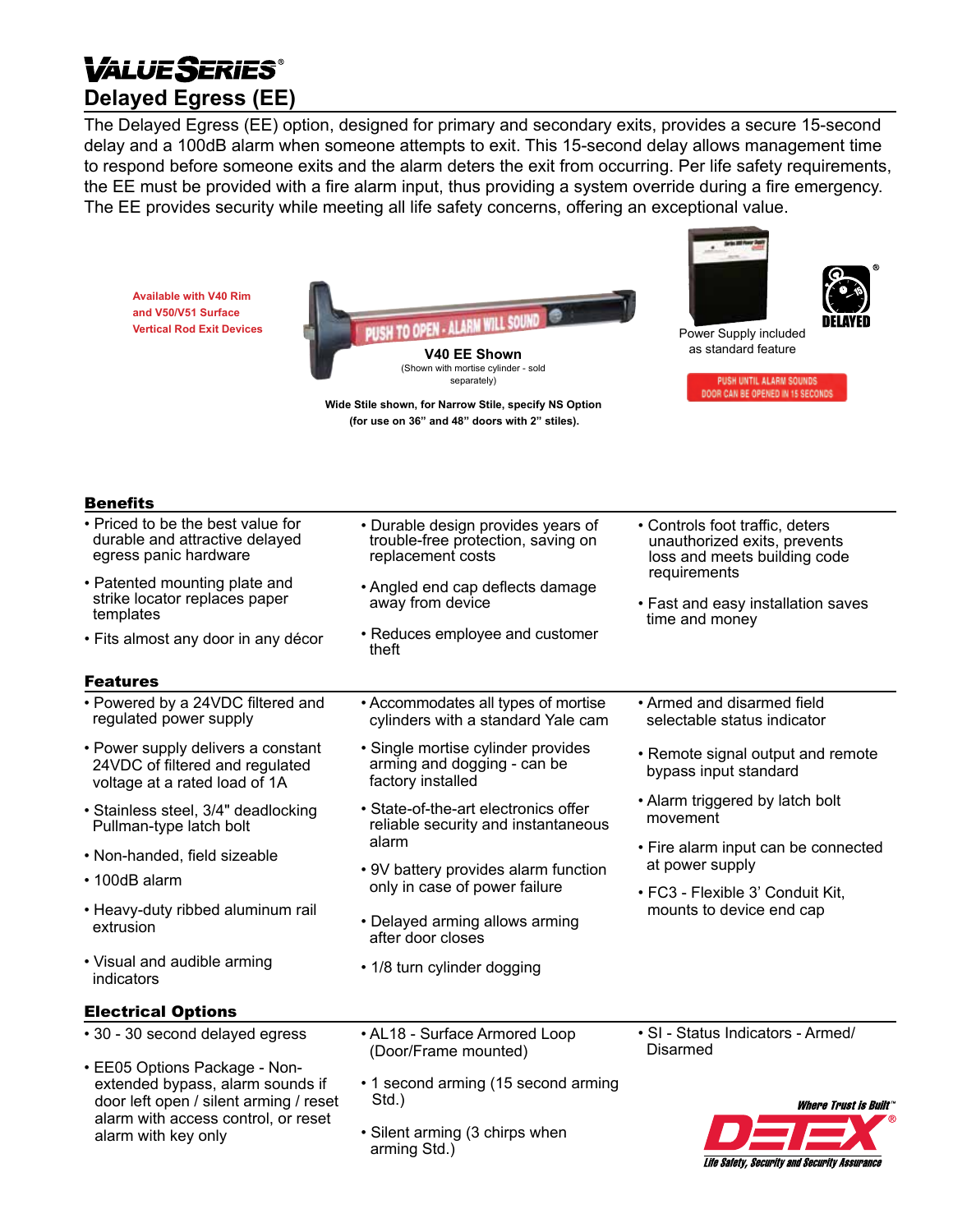# VALUE SERIES®

## Delayed Egress (EE)

The Delayed Egress (EE) option, designed for primary and secondary exits, provides a secure 15-second delay and a 100dB alarm when someone attempts to exit. This 15-second delay allows management time to respond before someone exits and the alarm deters the exit from occurring. Per life safety requirements, the EE must be provided with a fire alarm input, thus providing a system override during a fire emergency. The EE provides security while meeting all life safety concerns, offering an exceptional value.

Available with V40 Rim and V50/V51 Surface Vertical Rod Exit Devices

PUSH TO OPEN - ALARM WILL SOUND

**V40 EE Shown**
(Shown with mortise cylinder - sold separately)

**Wide Stile shown, for Narrow Stile, specify NS Option (for use on 36" and 48" doors with 2" stiles).**

Power Supply included as standard feature

DELAYED

PUSH UNTIL ALARM SOUNDS
DOOR CAN BE OPENED IN 15 SECONDS

### Benefits

- Priced to be the best value for durable and attractive delayed egress panic hardware
- Patented mounting plate and strike locator replaces paper templates
- Fits almost any door in any décor
- Durable design provides years of trouble-free protection, saving on replacement costs
- Angled end cap deflects damage away from device
- Reduces employee and customer theft
- Controls foot traffic, deters unauthorized exits, prevents loss and meets building code requirements
- Fast and easy installation saves time and money

### Features

- Powered by a 24VDC filtered and regulated power supply
- Power supply delivers a constant 24VDC of filtered and regulated voltage at a rated load of 1A
- Stainless steel, 3/4" deadlocking Pullman-type latch bolt
- Non-handed, field sizeable
- 100dB alarm
- Heavy-duty ribbed aluminum rail extrusion
- Visual and audible arming indicators
- Accommodates all types of mortise cylinders with a standard Yale cam
- Single mortise cylinder provides arming and dogging - can be factory installed
- State-of-the-art electronics offer reliable security and instantaneous alarm
- 9V battery provides alarm function only in case of power failure
- Delayed arming allows arming after door closes
- 1/8 turn cylinder dogging
- Armed and disarmed field selectable status indicator
- Remote signal output and remote bypass input standard
- Alarm triggered by latch bolt movement
- Fire alarm input can be connected at power supply
- FC3 - Flexible 3' Conduit Kit, mounts to device end cap

### Electrical Options

- 30 - 30 second delayed egress
- EE05 Options Package - Non-extended bypass, alarm sounds if door left open / silent arming / reset alarm with access control, or reset alarm with key only
- AL18 - Surface Armored Loop (Door/Frame mounted)
- 1 second arming (15 second arming Std.)
- Silent arming (3 chirps when arming Std.)
- SI - Status Indicators - Armed/ Disarmed

Where Trust is Built™
DETEX®
Life Safety, Security and Security Assurance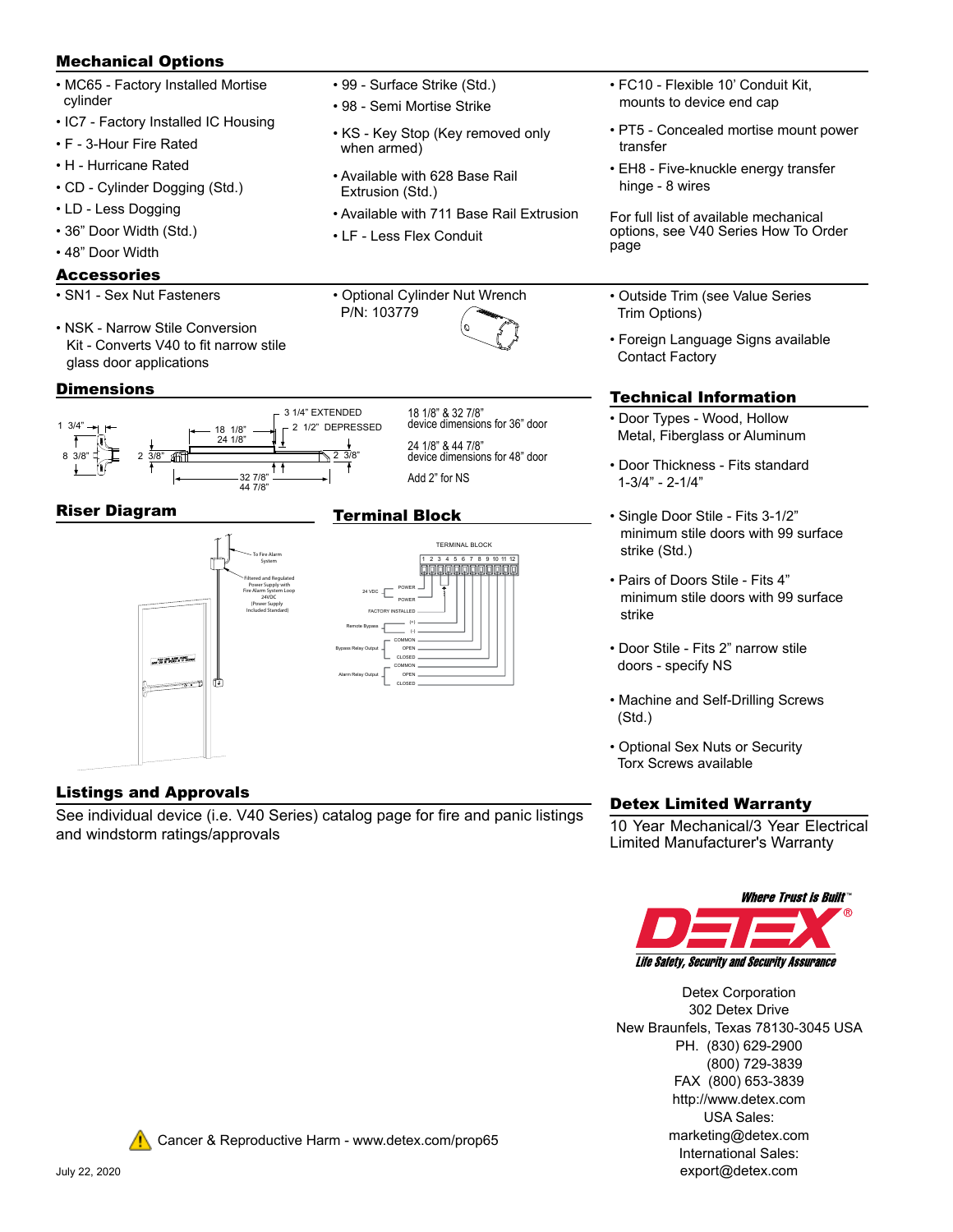## Mechanical Options

- MC65 - Factory Installed Mortise cylinder
- IC7 - Factory Installed IC Housing
- F - 3-Hour Fire Rated
- H - Hurricane Rated
- CD - Cylinder Dogging (Std.)
- LD - Less Dogging
- 36" Door Width (Std.)
- 48" Door Width
- 99 - Surface Strike (Std.)
- 98 - Semi Mortise Strike
- KS - Key Stop (Key removed only when armed)
- Available with 628 Base Rail Extrusion (Std.)
- Available with 711 Base Rail Extrusion
- LF - Less Flex Conduit
- FC10 - Flexible 10' Conduit Kit, mounts to device end cap
- PT5 - Concealed mortise mount power transfer
- EH8 - Five-knuckle energy transfer hinge - 8 wires

For full list of available mechanical options, see V40 Series How To Order page

## Accessories

- SN1 - Sex Nut Fasteners
- NSK - Narrow Stile Conversion Kit - Converts V40 to fit narrow stile glass door applications
- Optional Cylinder Nut Wrench P/N: 103779
- Outside Trim (see Value Series Trim Options)
- Foreign Language Signs available Contact Factory

## Dimensions

1 3/4"
8 3/8"
2 3/8"
18 1/8"
24 1/8"
3 1/4" EXTENDED
2 1/2" DEPRESSED
2 3/8"
32 7/8"
44 7/8"

18 1/8" & 32 7/8" device dimensions for 36" door

24 1/8" & 44 7/8" device dimensions for 48" door

Add 2" for NS

## Riser Diagram

To Fire Alarm System

Filtered and Regulated Power Supply with Fire Alarm System Loop 24VDC (Power Supply Included Standard)

## Terminal Block

TERMINAL BLOCK

1 2 3 4 5 6 7 8 9 10 11 12

24 VDC: POWER, POWER

FACTORY INSTALLED

Remote Bypass: (+), (-)

Bypass Relay Output: COMMON, OPEN, CLOSED

Alarm Relay Output: COMMON, OPEN, CLOSED

## Technical Information

- Door Types - Wood, Hollow Metal, Fiberglass or Aluminum
- Door Thickness - Fits standard 1-3/4" - 2-1/4"
- Single Door Stile - Fits 3-1/2" minimum stile doors with 99 surface strike (Std.)
- Pairs of Doors Stile - Fits 4" minimum stile doors with 99 surface strike
- Door Stile - Fits 2" narrow stile doors - specify NS
- Machine and Self-Drilling Screws (Std.)
- Optional Sex Nuts or Security Torx Screws available

## Listings and Approvals

See individual device (i.e. V40 Series) catalog page for fire and panic listings and windstorm ratings/approvals

## Detex Limited Warranty

10 Year Mechanical/3 Year Electrical Limited Manufacturer's Warranty

*Where Trust is Built™*

DETEX®

*Life Safety, Security and Security Assurance*

Detex Corporation
302 Detex Drive
New Braunfels, Texas 78130-3045 USA
PH. (830) 629-2900
(800) 729-3839
FAX (800) 653-3839
http://www.detex.com
USA Sales:
marketing@detex.com
International Sales:
export@detex.com

⚠ Cancer & Reproductive Harm - www.detex.com/prop65

July 22, 2020